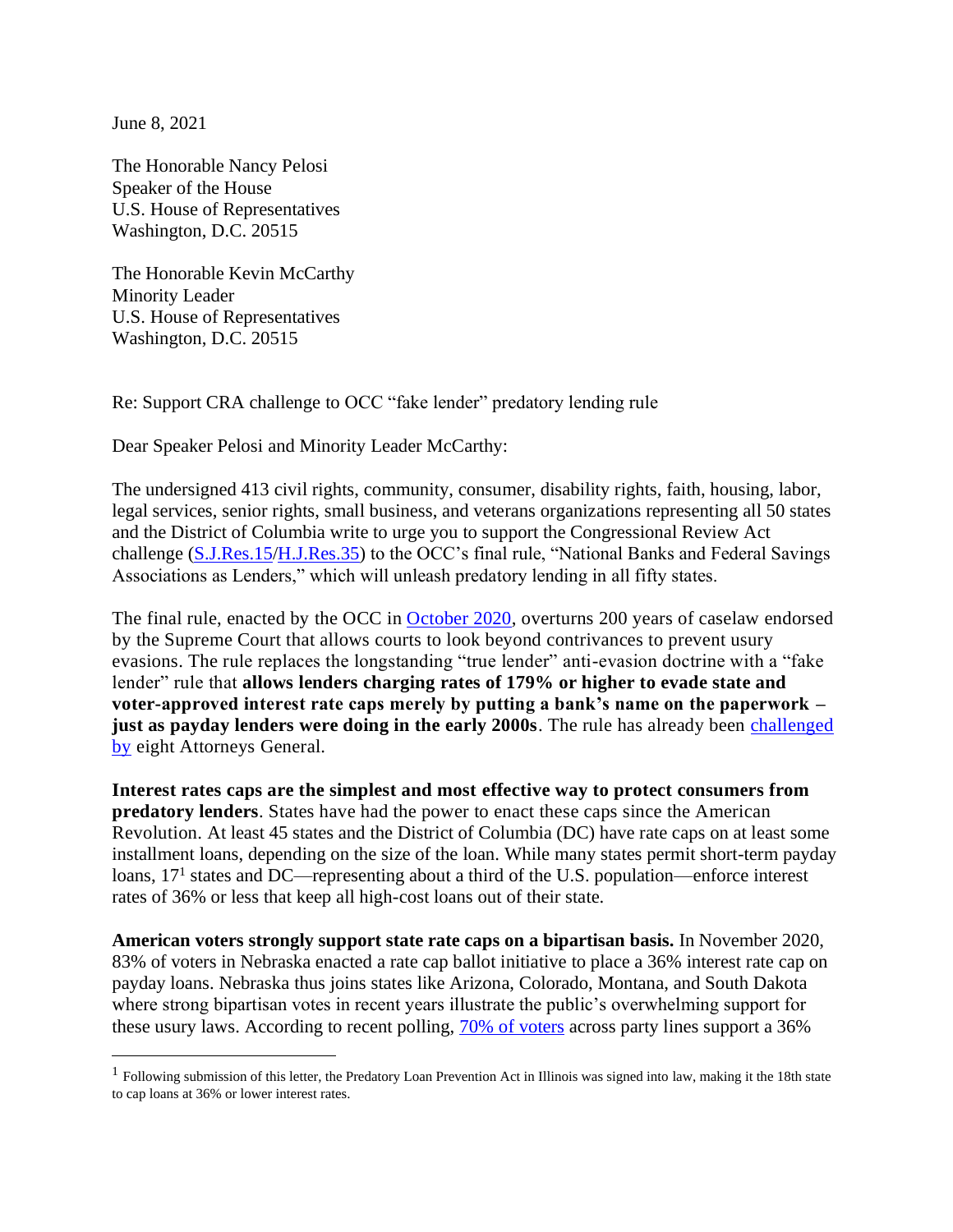June 8, 2021

The Honorable Nancy Pelosi
Speaker of the House
U.S. House of Representatives
Washington, D.C. 20515

The Honorable Kevin McCarthy
Minority Leader
U.S. House of Representatives
Washington, D.C. 20515

Re: Support CRA challenge to OCC "fake lender" predatory lending rule

Dear Speaker Pelosi and Minority Leader McCarthy:

The undersigned 413 civil rights, community, consumer, disability rights, faith, housing, labor, legal services, senior rights, small business, and veterans organizations representing all 50 states and the District of Columbia write to urge you to support the Congressional Review Act challenge (S.J.Res.15/H.J.Res.35) to the OCC's final rule, "National Banks and Federal Savings Associations as Lenders," which will unleash predatory lending in all fifty states.

The final rule, enacted by the OCC in October 2020, overturns 200 years of caselaw endorsed by the Supreme Court that allows courts to look beyond contrivances to prevent usury evasions. The rule replaces the longstanding "true lender" anti-evasion doctrine with a "fake lender" rule that **allows lenders charging rates of 179% or higher to evade state and voter-approved interest rate caps merely by putting a bank's name on the paperwork – just as payday lenders were doing in the early 2000s**. The rule has already been challenged by eight Attorneys General.

**Interest rates caps are the simplest and most effective way to protect consumers from predatory lenders**. States have had the power to enact these caps since the American Revolution. At least 45 states and the District of Columbia (DC) have rate caps on at least some installment loans, depending on the size of the loan. While many states permit short-term payday loans, 17[1] states and DC—representing about a third of the U.S. population—enforce interest rates of 36% or less that keep all high-cost loans out of their state.

**American voters strongly support state rate caps on a bipartisan basis.** In November 2020, 83% of voters in Nebraska enacted a rate cap ballot initiative to place a 36% interest rate cap on payday loans. Nebraska thus joins states like Arizona, Colorado, Montana, and South Dakota where strong bipartisan votes in recent years illustrate the public's overwhelming support for these usury laws. According to recent polling, 70% of voters across party lines support a 36%

[1] Following submission of this letter, the Predatory Loan Prevention Act in Illinois was signed into law, making it the 18th state to cap loans at 36% or lower interest rates.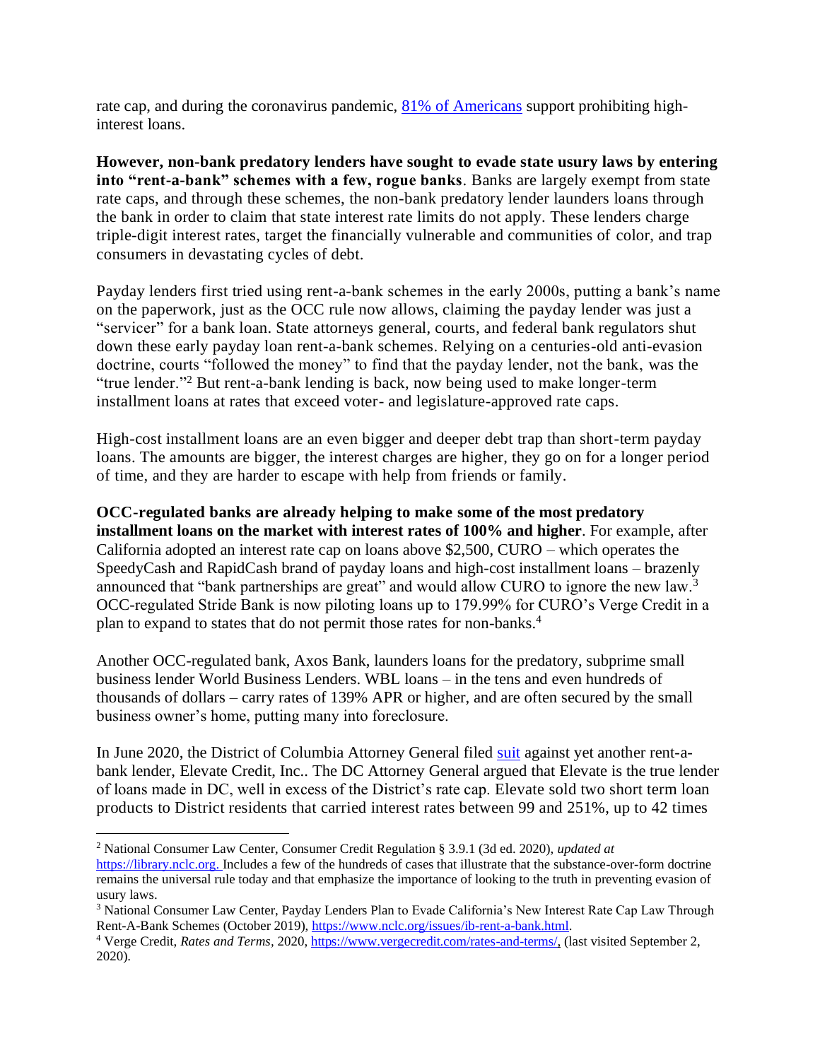rate cap, and during the coronavirus pandemic, [81% of Americans](#) support prohibiting high-interest loans.

**However, non-bank predatory lenders have sought to evade state usury laws by entering into "rent-a-bank" schemes with a few, rogue banks**. Banks are largely exempt from state rate caps, and through these schemes, the non-bank predatory lender launders loans through the bank in order to claim that state interest rate limits do not apply. These lenders charge triple-digit interest rates, target the financially vulnerable and communities of color, and trap consumers in devastating cycles of debt.

Payday lenders first tried using rent-a-bank schemes in the early 2000s, putting a bank's name on the paperwork, just as the OCC rule now allows, claiming the payday lender was just a "servicer" for a bank loan. State attorneys general, courts, and federal bank regulators shut down these early payday loan rent-a-bank schemes. Relying on a centuries-old anti-evasion doctrine, courts "followed the money" to find that the payday lender, not the bank, was the "true lender."[2] But rent-a-bank lending is back, now being used to make longer-term installment loans at rates that exceed voter- and legislature-approved rate caps.

High-cost installment loans are an even bigger and deeper debt trap than short-term payday loans. The amounts are bigger, the interest charges are higher, they go on for a longer period of time, and they are harder to escape with help from friends or family.

**OCC-regulated banks are already helping to make some of the most predatory installment loans on the market with interest rates of 100% and higher**. For example, after California adopted an interest rate cap on loans above $2,500, CURO – which operates the SpeedyCash and RapidCash brand of payday loans and high-cost installment loans – brazenly announced that "bank partnerships are great" and would allow CURO to ignore the new law.[3] OCC-regulated Stride Bank is now piloting loans up to 179.99% for CURO's Verge Credit in a plan to expand to states that do not permit those rates for non-banks.[4]

Another OCC-regulated bank, Axos Bank, launders loans for the predatory, subprime small business lender World Business Lenders. WBL loans – in the tens and even hundreds of thousands of dollars – carry rates of 139% APR or higher, and are often secured by the small business owner's home, putting many into foreclosure.

In June 2020, the District of Columbia Attorney General filed [suit](#) against yet another rent-a-bank lender, Elevate Credit, Inc.. The DC Attorney General argued that Elevate is the true lender of loans made in DC, well in excess of the District's rate cap. Elevate sold two short term loan products to District residents that carried interest rates between 99 and 251%, up to 42 times

---

[2] National Consumer Law Center, Consumer Credit Regulation § 3.9.1 (3d ed. 2020), *updated at* https://library.nclc.org. Includes a few of the hundreds of cases that illustrate that the substance-over-form doctrine remains the universal rule today and that emphasize the importance of looking to the truth in preventing evasion of usury laws.

[3] National Consumer Law Center, Payday Lenders Plan to Evade California's New Interest Rate Cap Law Through Rent-A-Bank Schemes (October 2019), https://www.nclc.org/issues/ib-rent-a-bank.html.

[4] Verge Credit, *Rates and Terms*, 2020, https://www.vergecredit.com/rates-and-terms/, (last visited September 2, 2020).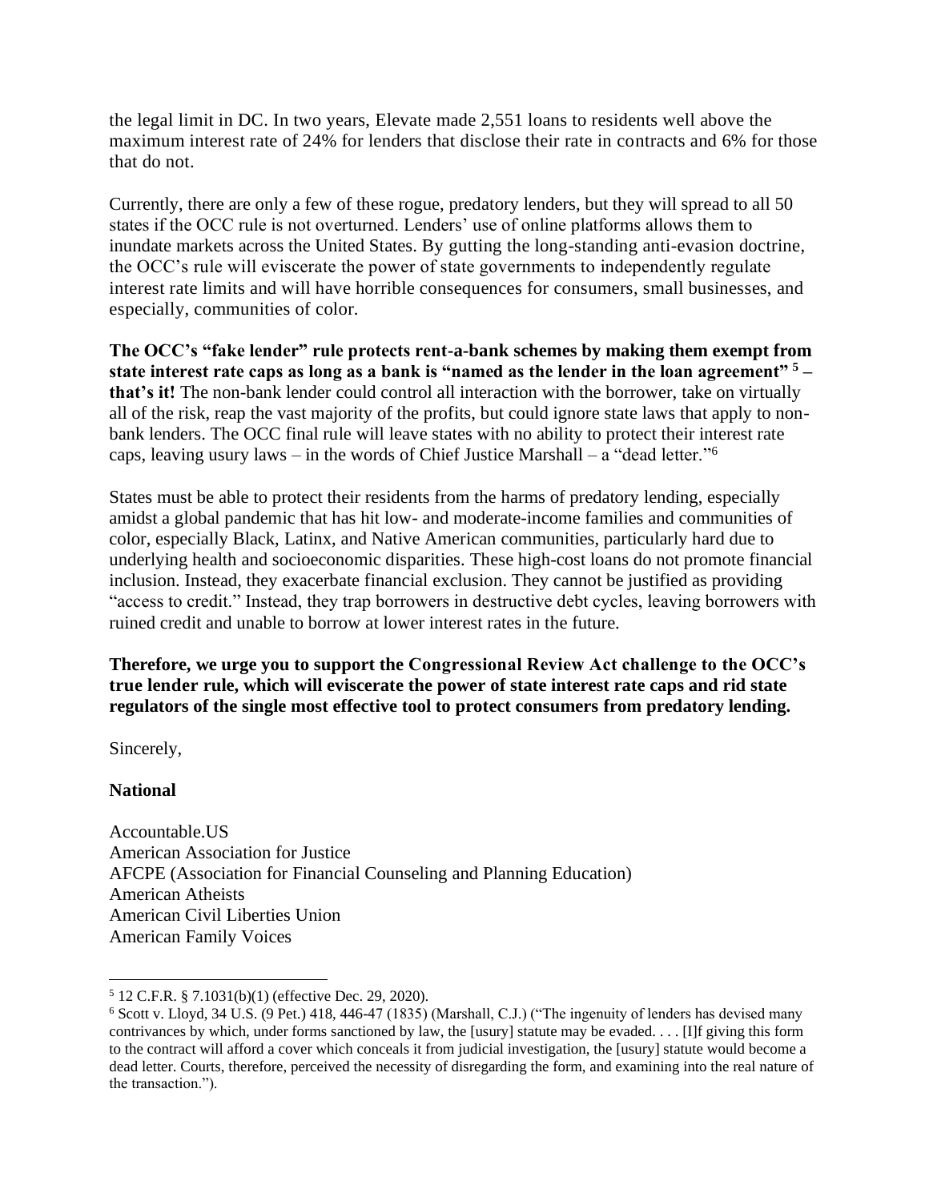the legal limit in DC. In two years, Elevate made 2,551 loans to residents well above the maximum interest rate of 24% for lenders that disclose their rate in contracts and 6% for those that do not.

Currently, there are only a few of these rogue, predatory lenders, but they will spread to all 50 states if the OCC rule is not overturned. Lenders' use of online platforms allows them to inundate markets across the United States. By gutting the long-standing anti-evasion doctrine, the OCC's rule will eviscerate the power of state governments to independently regulate interest rate limits and will have horrible consequences for consumers, small businesses, and especially, communities of color.

**The OCC's "fake lender" rule protects rent-a-bank schemes by making them exempt from state interest rate caps as long as a bank is "named as the lender in the loan agreement" [5] – that's it!** The non-bank lender could control all interaction with the borrower, take on virtually all of the risk, reap the vast majority of the profits, but could ignore state laws that apply to non-bank lenders. The OCC final rule will leave states with no ability to protect their interest rate caps, leaving usury laws – in the words of Chief Justice Marshall – a "dead letter."[6]

States must be able to protect their residents from the harms of predatory lending, especially amidst a global pandemic that has hit low- and moderate-income families and communities of color, especially Black, Latinx, and Native American communities, particularly hard due to underlying health and socioeconomic disparities. These high-cost loans do not promote financial inclusion. Instead, they exacerbate financial exclusion. They cannot be justified as providing "access to credit." Instead, they trap borrowers in destructive debt cycles, leaving borrowers with ruined credit and unable to borrow at lower interest rates in the future.

**Therefore, we urge you to support the Congressional Review Act challenge to the OCC's true lender rule, which will eviscerate the power of state interest rate caps and rid state regulators of the single most effective tool to protect consumers from predatory lending.**

Sincerely,

**National**

Accountable.US
American Association for Justice
AFCPE (Association for Financial Counseling and Planning Education)
American Atheists
American Civil Liberties Union
American Family Voices

---

[5] 12 C.F.R. § 7.1031(b)(1) (effective Dec. 29, 2020).

[6] Scott v. Lloyd, 34 U.S. (9 Pet.) 418, 446-47 (1835) (Marshall, C.J.) ("The ingenuity of lenders has devised many contrivances by which, under forms sanctioned by law, the [usury] statute may be evaded. . . . [I]f giving this form to the contract will afford a cover which conceals it from judicial investigation, the [usury] statute would become a dead letter. Courts, therefore, perceived the necessity of disregarding the form, and examining into the real nature of the transaction.").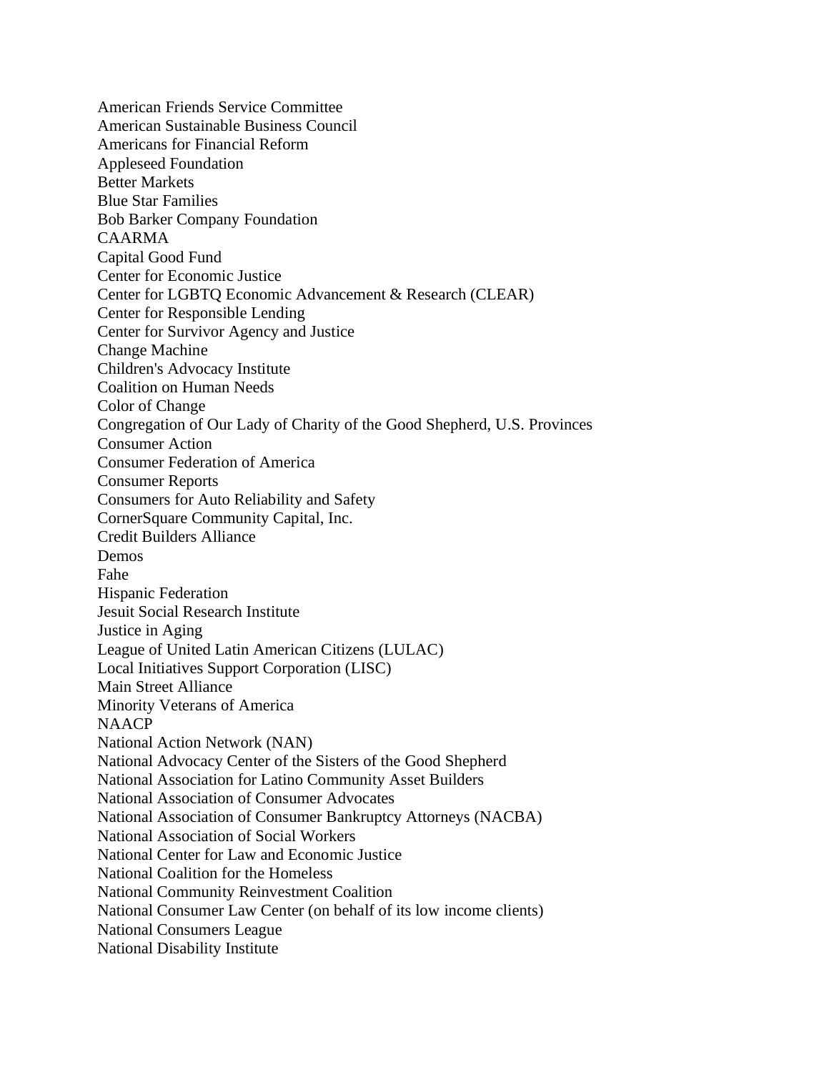American Friends Service Committee
American Sustainable Business Council
Americans for Financial Reform
Appleseed Foundation
Better Markets
Blue Star Families
Bob Barker Company Foundation
CAARMA
Capital Good Fund
Center for Economic Justice
Center for LGBTQ Economic Advancement & Research (CLEAR)
Center for Responsible Lending
Center for Survivor Agency and Justice
Change Machine
Children's Advocacy Institute
Coalition on Human Needs
Color of Change
Congregation of Our Lady of Charity of the Good Shepherd, U.S. Provinces
Consumer Action
Consumer Federation of America
Consumer Reports
Consumers for Auto Reliability and Safety
CornerSquare Community Capital, Inc.
Credit Builders Alliance
Demos
Fahe
Hispanic Federation
Jesuit Social Research Institute
Justice in Aging
League of United Latin American Citizens (LULAC)
Local Initiatives Support Corporation (LISC)
Main Street Alliance
Minority Veterans of America
NAACP
National Action Network (NAN)
National Advocacy Center of the Sisters of the Good Shepherd
National Association for Latino Community Asset Builders
National Association of Consumer Advocates
National Association of Consumer Bankruptcy Attorneys (NACBA)
National Association of Social Workers
National Center for Law and Economic Justice
National Coalition for the Homeless
National Community Reinvestment Coalition
National Consumer Law Center (on behalf of its low income clients)
National Consumers League
National Disability Institute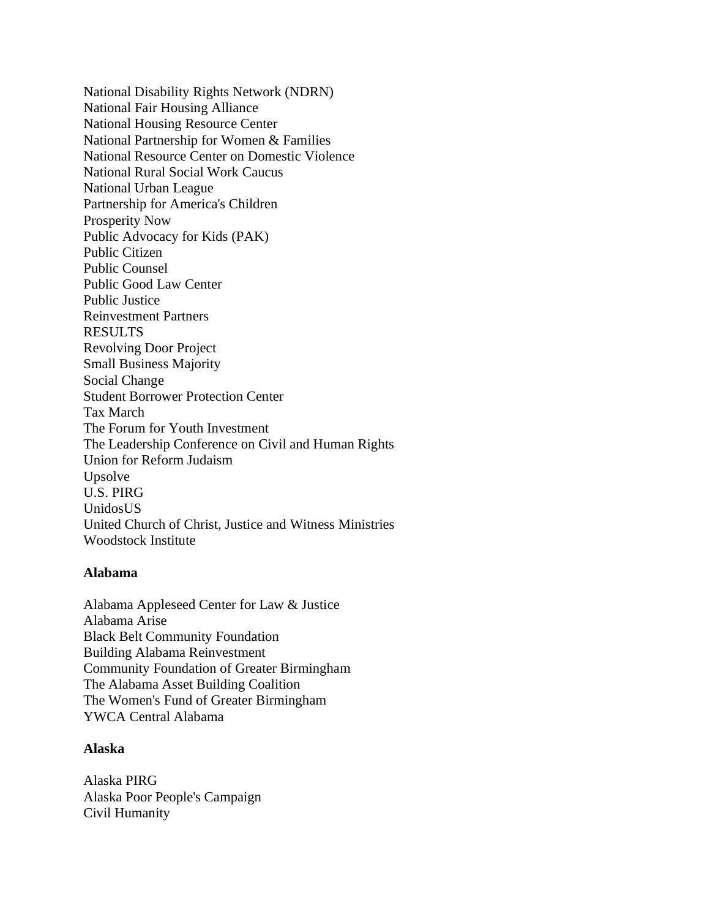National Disability Rights Network (NDRN)
National Fair Housing Alliance
National Housing Resource Center
National Partnership for Women & Families
National Resource Center on Domestic Violence
National Rural Social Work Caucus
National Urban League
Partnership for America's Children
Prosperity Now
Public Advocacy for Kids (PAK)
Public Citizen
Public Counsel
Public Good Law Center
Public Justice
Reinvestment Partners
RESULTS
Revolving Door Project
Small Business Majority
Social Change
Student Borrower Protection Center
Tax March
The Forum for Youth Investment
The Leadership Conference on Civil and Human Rights
Union for Reform Judaism
Upsolve
U.S. PIRG
UnidosUS
United Church of Christ, Justice and Witness Ministries
Woodstock Institute

**Alabama**

Alabama Appleseed Center for Law & Justice
Alabama Arise
Black Belt Community Foundation
Building Alabama Reinvestment
Community Foundation of Greater Birmingham
The Alabama Asset Building Coalition
The Women's Fund of Greater Birmingham
YWCA Central Alabama

**Alaska**

Alaska PIRG
Alaska Poor People's Campaign
Civil Humanity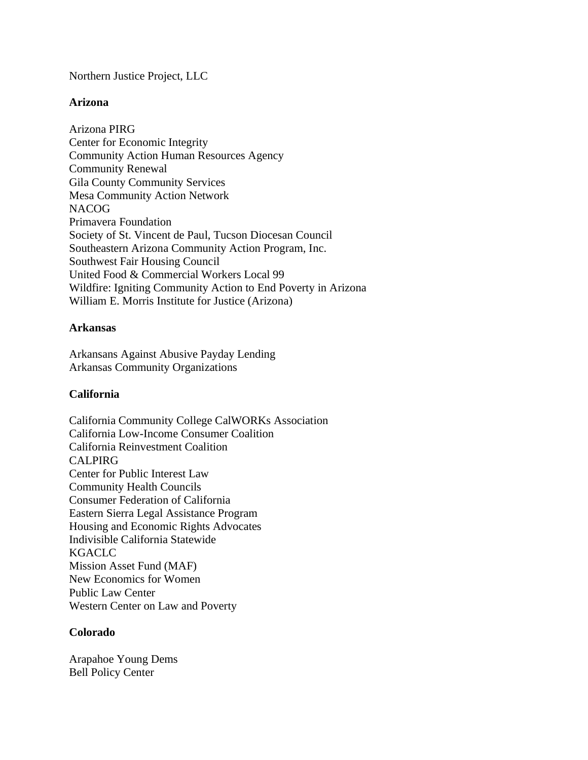Northern Justice Project, LLC

**Arizona**

Arizona PIRG
Center for Economic Integrity
Community Action Human Resources Agency
Community Renewal
Gila County Community Services
Mesa Community Action Network
NACOG
Primavera Foundation
Society of St. Vincent de Paul, Tucson Diocesan Council
Southeastern Arizona Community Action Program, Inc.
Southwest Fair Housing Council
United Food & Commercial Workers Local 99
Wildfire: Igniting Community Action to End Poverty in Arizona
William E. Morris Institute for Justice (Arizona)

**Arkansas**

Arkansans Against Abusive Payday Lending
Arkansas Community Organizations

**California**

California Community College CalWORKs Association
California Low-Income Consumer Coalition
California Reinvestment Coalition
CALPIRG
Center for Public Interest Law
Community Health Councils
Consumer Federation of California
Eastern Sierra Legal Assistance Program
Housing and Economic Rights Advocates
Indivisible California Statewide
KGACLC
Mission Asset Fund (MAF)
New Economics for Women
Public Law Center
Western Center on Law and Poverty

**Colorado**

Arapahoe Young Dems
Bell Policy Center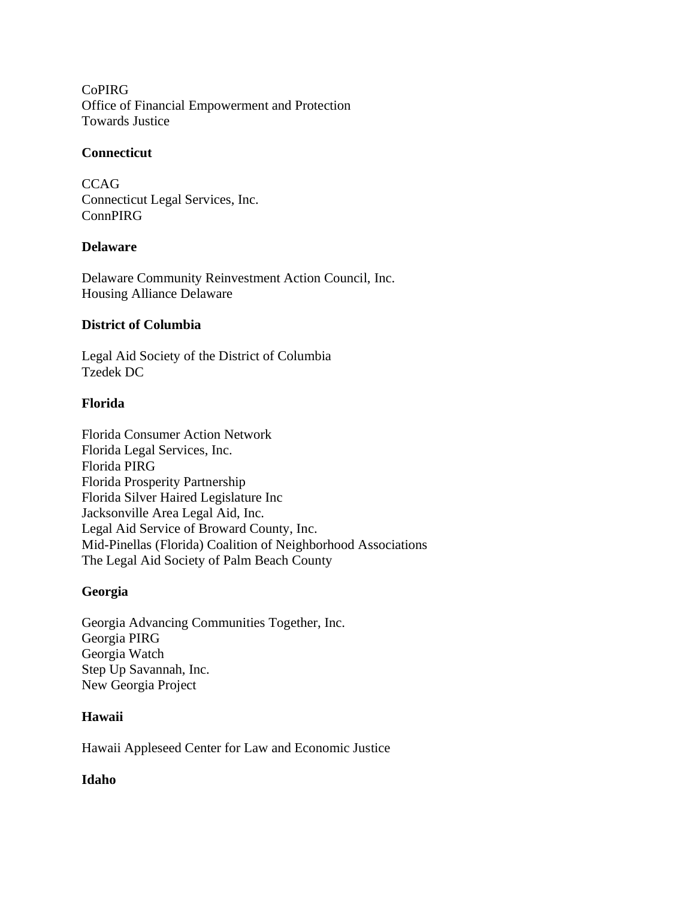CoPIRG
Office of Financial Empowerment and Protection
Towards Justice

**Connecticut**

CCAG
Connecticut Legal Services, Inc.
ConnPIRG

**Delaware**

Delaware Community Reinvestment Action Council, Inc.
Housing Alliance Delaware

**District of Columbia**

Legal Aid Society of the District of Columbia
Tzedek DC

**Florida**

Florida Consumer Action Network
Florida Legal Services, Inc.
Florida PIRG
Florida Prosperity Partnership
Florida Silver Haired Legislature Inc
Jacksonville Area Legal Aid, Inc.
Legal Aid Service of Broward County, Inc.
Mid-Pinellas (Florida) Coalition of Neighborhood Associations
The Legal Aid Society of Palm Beach County

**Georgia**

Georgia Advancing Communities Together, Inc.
Georgia PIRG
Georgia Watch
Step Up Savannah, Inc.
New Georgia Project

**Hawaii**

Hawaii Appleseed Center for Law and Economic Justice

**Idaho**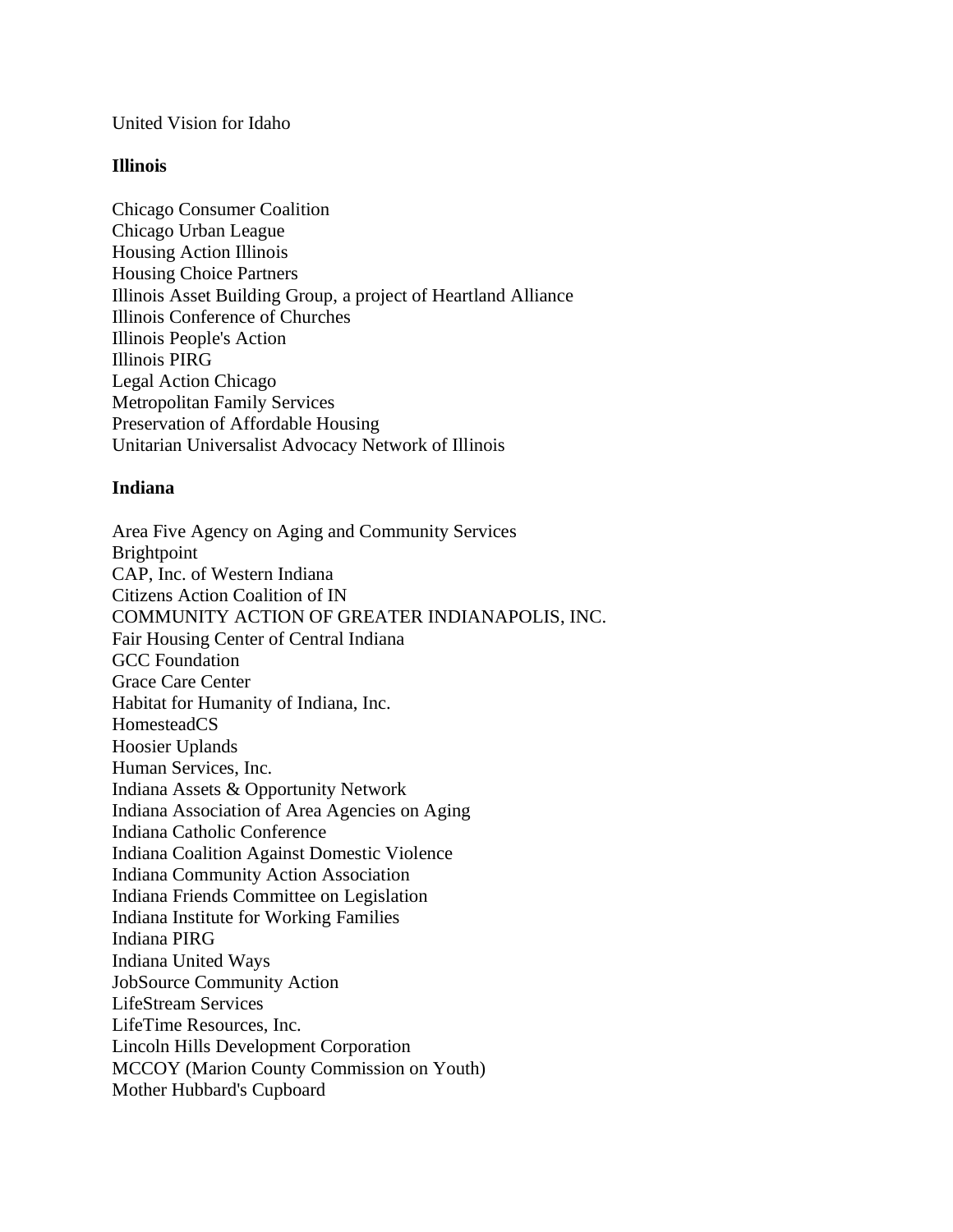United Vision for Idaho

**Illinois**

Chicago Consumer Coalition
Chicago Urban League
Housing Action Illinois
Housing Choice Partners
Illinois Asset Building Group, a project of Heartland Alliance
Illinois Conference of Churches
Illinois People's Action
Illinois PIRG
Legal Action Chicago
Metropolitan Family Services
Preservation of Affordable Housing
Unitarian Universalist Advocacy Network of Illinois

**Indiana**

Area Five Agency on Aging and Community Services
Brightpoint
CAP, Inc. of Western Indiana
Citizens Action Coalition of IN
COMMUNITY ACTION OF GREATER INDIANAPOLIS, INC.
Fair Housing Center of Central Indiana
GCC Foundation
Grace Care Center
Habitat for Humanity of Indiana, Inc.
HomesteadCS
Hoosier Uplands
Human Services, Inc.
Indiana Assets & Opportunity Network
Indiana Association of Area Agencies on Aging
Indiana Catholic Conference
Indiana Coalition Against Domestic Violence
Indiana Community Action Association
Indiana Friends Committee on Legislation
Indiana Institute for Working Families
Indiana PIRG
Indiana United Ways
JobSource Community Action
LifeStream Services
LifeTime Resources, Inc.
Lincoln Hills Development Corporation
MCCOY (Marion County Commission on Youth)
Mother Hubbard's Cupboard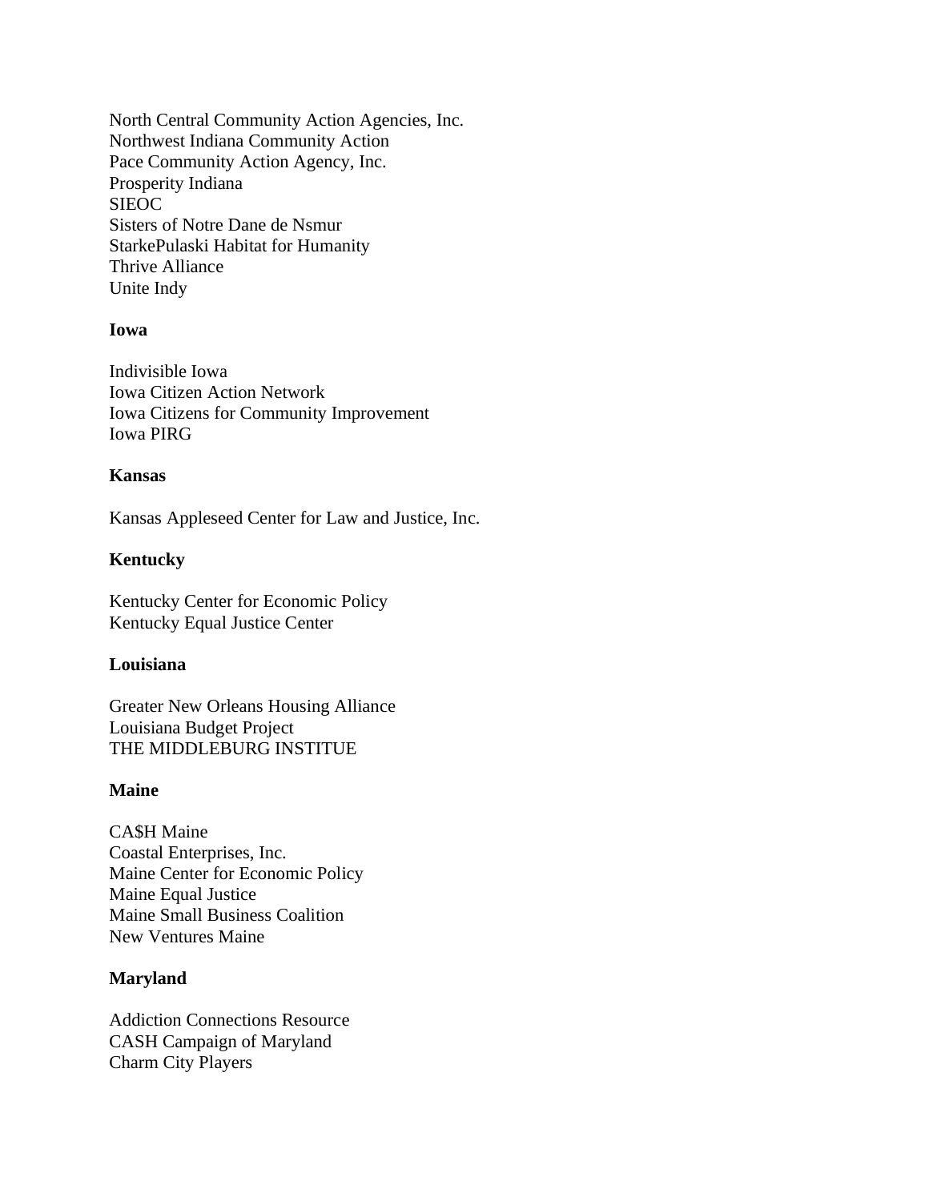North Central Community Action Agencies, Inc.
Northwest Indiana Community Action
Pace Community Action Agency, Inc.
Prosperity Indiana
SIEOC
Sisters of Notre Dane de Nsmur
StarkePulaski Habitat for Humanity
Thrive Alliance
Unite Indy

**Iowa**

Indivisible Iowa
Iowa Citizen Action Network
Iowa Citizens for Community Improvement
Iowa PIRG

**Kansas**

Kansas Appleseed Center for Law and Justice, Inc.

**Kentucky**

Kentucky Center for Economic Policy
Kentucky Equal Justice Center

**Louisiana**

Greater New Orleans Housing Alliance
Louisiana Budget Project
THE MIDDLEBURG INSTITUE

**Maine**

CA$H Maine
Coastal Enterprises, Inc.
Maine Center for Economic Policy
Maine Equal Justice
Maine Small Business Coalition
New Ventures Maine

**Maryland**

Addiction Connections Resource
CASH Campaign of Maryland
Charm City Players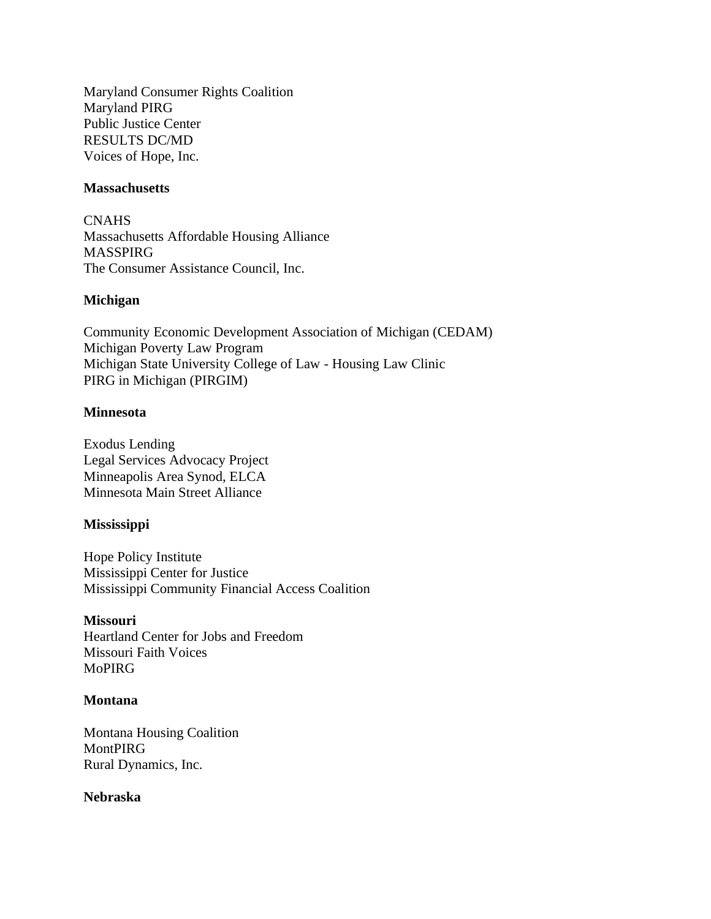Maryland Consumer Rights Coalition
Maryland PIRG
Public Justice Center
RESULTS DC/MD
Voices of Hope, Inc.

**Massachusetts**

CNAHS
Massachusetts Affordable Housing Alliance
MASSPIRG
The Consumer Assistance Council, Inc.

**Michigan**

Community Economic Development Association of Michigan (CEDAM)
Michigan Poverty Law Program
Michigan State University College of Law - Housing Law Clinic
PIRG in Michigan (PIRGIM)

**Minnesota**

Exodus Lending
Legal Services Advocacy Project
Minneapolis Area Synod, ELCA
Minnesota Main Street Alliance

**Mississippi**

Hope Policy Institute
Mississippi Center for Justice
Mississippi Community Financial Access Coalition

**Missouri**
Heartland Center for Jobs and Freedom
Missouri Faith Voices
MoPIRG

**Montana**

Montana Housing Coalition
MontPIRG
Rural Dynamics, Inc.

**Nebraska**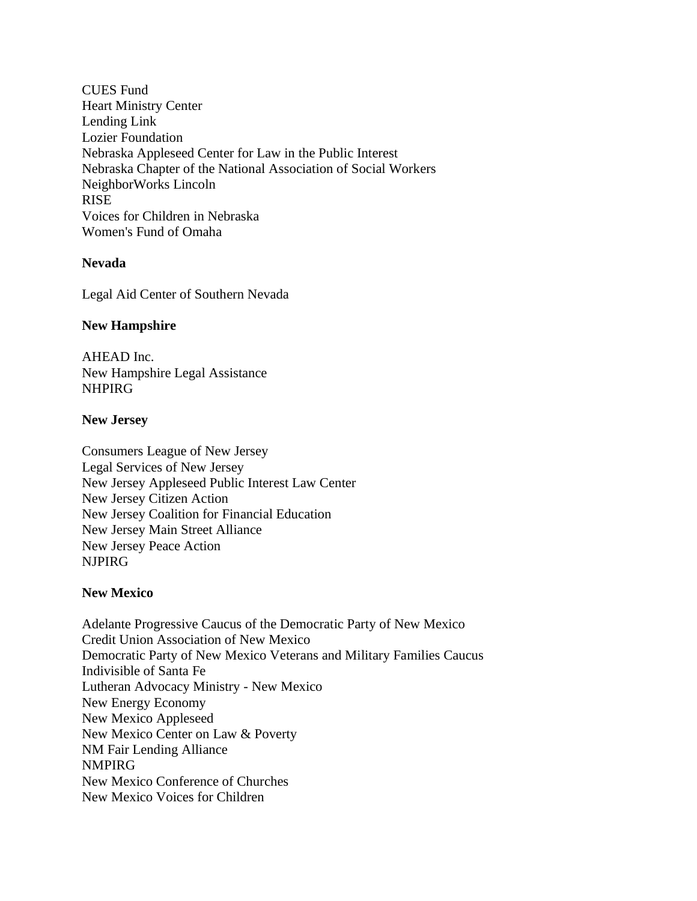CUES Fund
Heart Ministry Center
Lending Link
Lozier Foundation
Nebraska Appleseed Center for Law in the Public Interest
Nebraska Chapter of the National Association of Social Workers
NeighborWorks Lincoln
RISE
Voices for Children in Nebraska
Women's Fund of Omaha

**Nevada**

Legal Aid Center of Southern Nevada

**New Hampshire**

AHEAD Inc.
New Hampshire Legal Assistance
NHPIRG

**New Jersey**

Consumers League of New Jersey
Legal Services of New Jersey
New Jersey Appleseed Public Interest Law Center
New Jersey Citizen Action
New Jersey Coalition for Financial Education
New Jersey Main Street Alliance
New Jersey Peace Action
NJPIRG

**New Mexico**

Adelante Progressive Caucus of the Democratic Party of New Mexico
Credit Union Association of New Mexico
Democratic Party of New Mexico Veterans and Military Families Caucus
Indivisible of Santa Fe
Lutheran Advocacy Ministry - New Mexico
New Energy Economy
New Mexico Appleseed
New Mexico Center on Law & Poverty
NM Fair Lending Alliance
NMPIRG
New Mexico Conference of Churches
New Mexico Voices for Children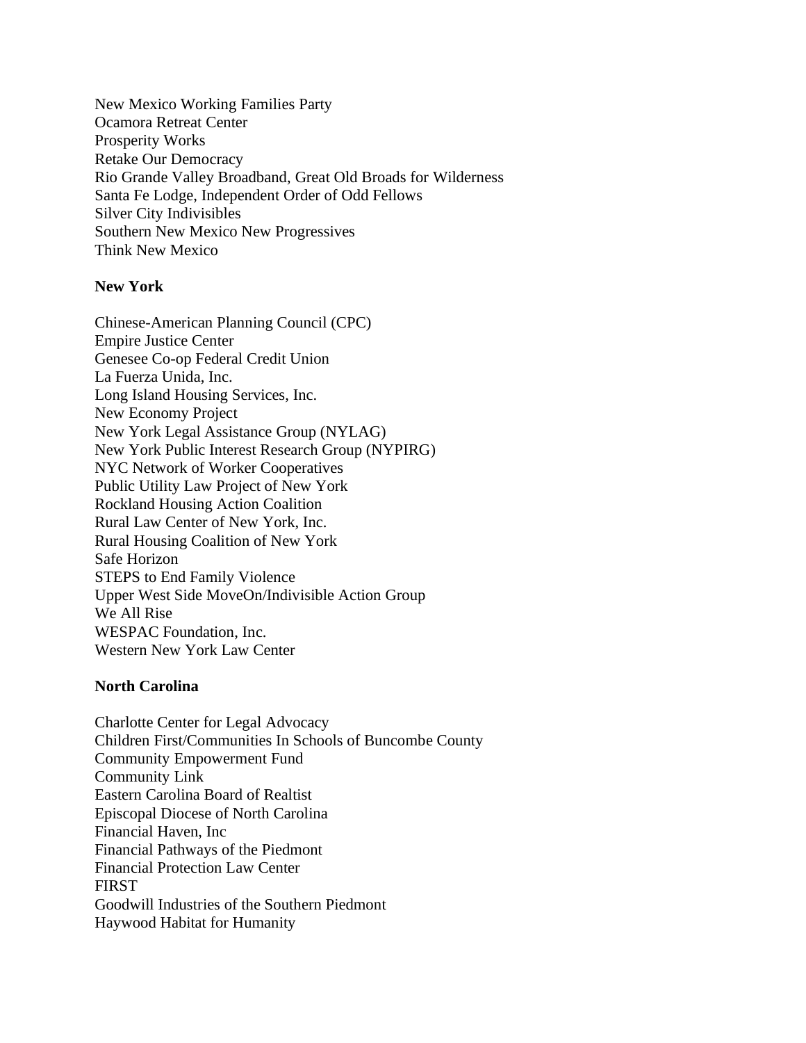New Mexico Working Families Party
Ocamora Retreat Center
Prosperity Works
Retake Our Democracy
Rio Grande Valley Broadband, Great Old Broads for Wilderness
Santa Fe Lodge, Independent Order of Odd Fellows
Silver City Indivisibles
Southern New Mexico New Progressives
Think New Mexico

**New York**

Chinese-American Planning Council (CPC)
Empire Justice Center
Genesee Co-op Federal Credit Union
La Fuerza Unida, Inc.
Long Island Housing Services, Inc.
New Economy Project
New York Legal Assistance Group (NYLAG)
New York Public Interest Research Group (NYPIRG)
NYC Network of Worker Cooperatives
Public Utility Law Project of New York
Rockland Housing Action Coalition
Rural Law Center of New York, Inc.
Rural Housing Coalition of New York
Safe Horizon
STEPS to End Family Violence
Upper West Side MoveOn/Indivisible Action Group
We All Rise
WESPAC Foundation, Inc.
Western New York Law Center

**North Carolina**

Charlotte Center for Legal Advocacy
Children First/Communities In Schools of Buncombe County
Community Empowerment Fund
Community Link
Eastern Carolina Board of Realtist
Episcopal Diocese of North Carolina
Financial Haven, Inc
Financial Pathways of the Piedmont
Financial Protection Law Center
FIRST
Goodwill Industries of the Southern Piedmont
Haywood Habitat for Humanity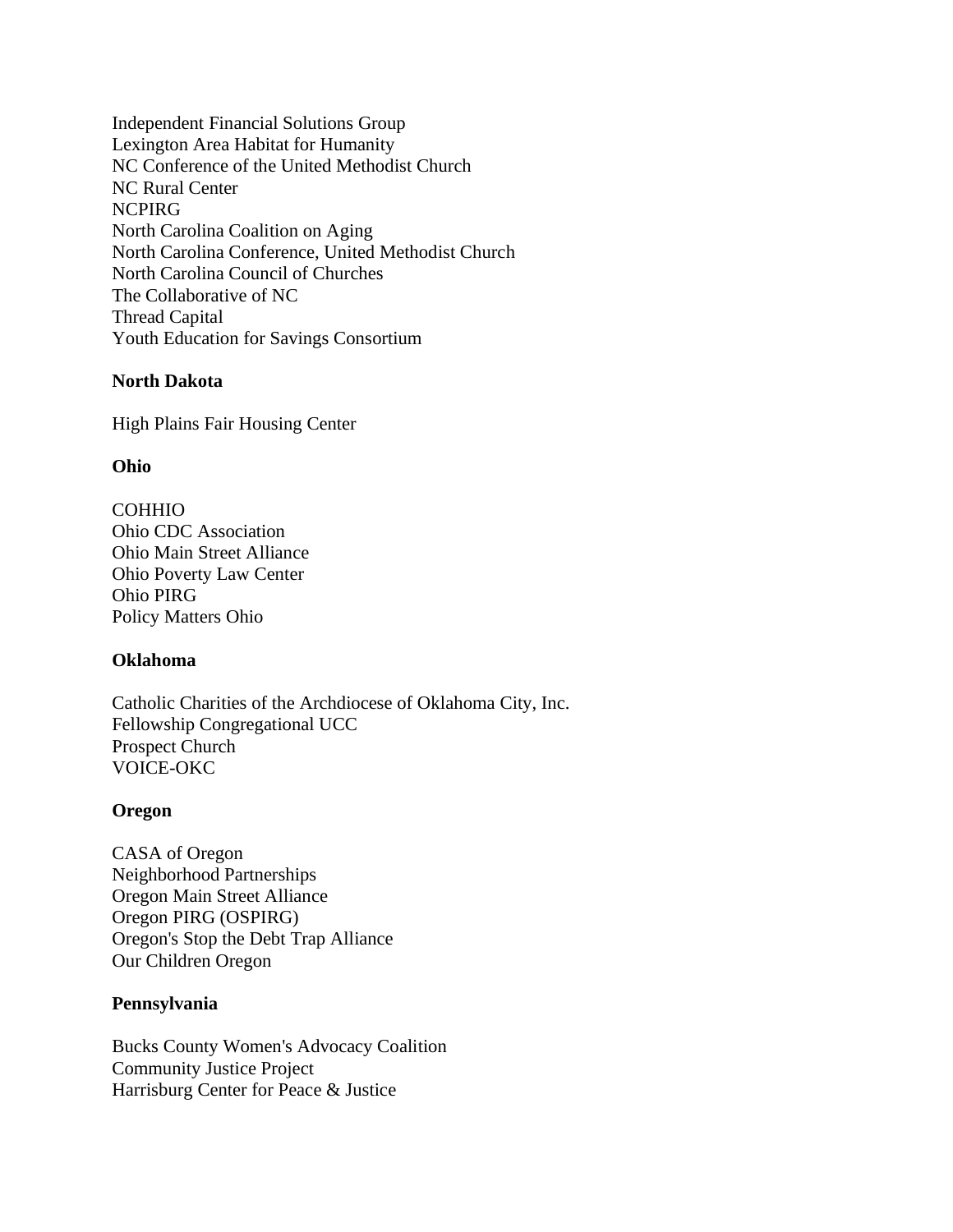Independent Financial Solutions Group
Lexington Area Habitat for Humanity
NC Conference of the United Methodist Church
NC Rural Center
NCPIRG
North Carolina Coalition on Aging
North Carolina Conference, United Methodist Church
North Carolina Council of Churches
The Collaborative of NC
Thread Capital
Youth Education for Savings Consortium

**North Dakota**

High Plains Fair Housing Center

**Ohio**

COHHIO
Ohio CDC Association
Ohio Main Street Alliance
Ohio Poverty Law Center
Ohio PIRG
Policy Matters Ohio

**Oklahoma**

Catholic Charities of the Archdiocese of Oklahoma City, Inc.
Fellowship Congregational UCC
Prospect Church
VOICE-OKC

**Oregon**

CASA of Oregon
Neighborhood Partnerships
Oregon Main Street Alliance
Oregon PIRG (OSPIRG)
Oregon's Stop the Debt Trap Alliance
Our Children Oregon

**Pennsylvania**

Bucks County Women's Advocacy Coalition
Community Justice Project
Harrisburg Center for Peace & Justice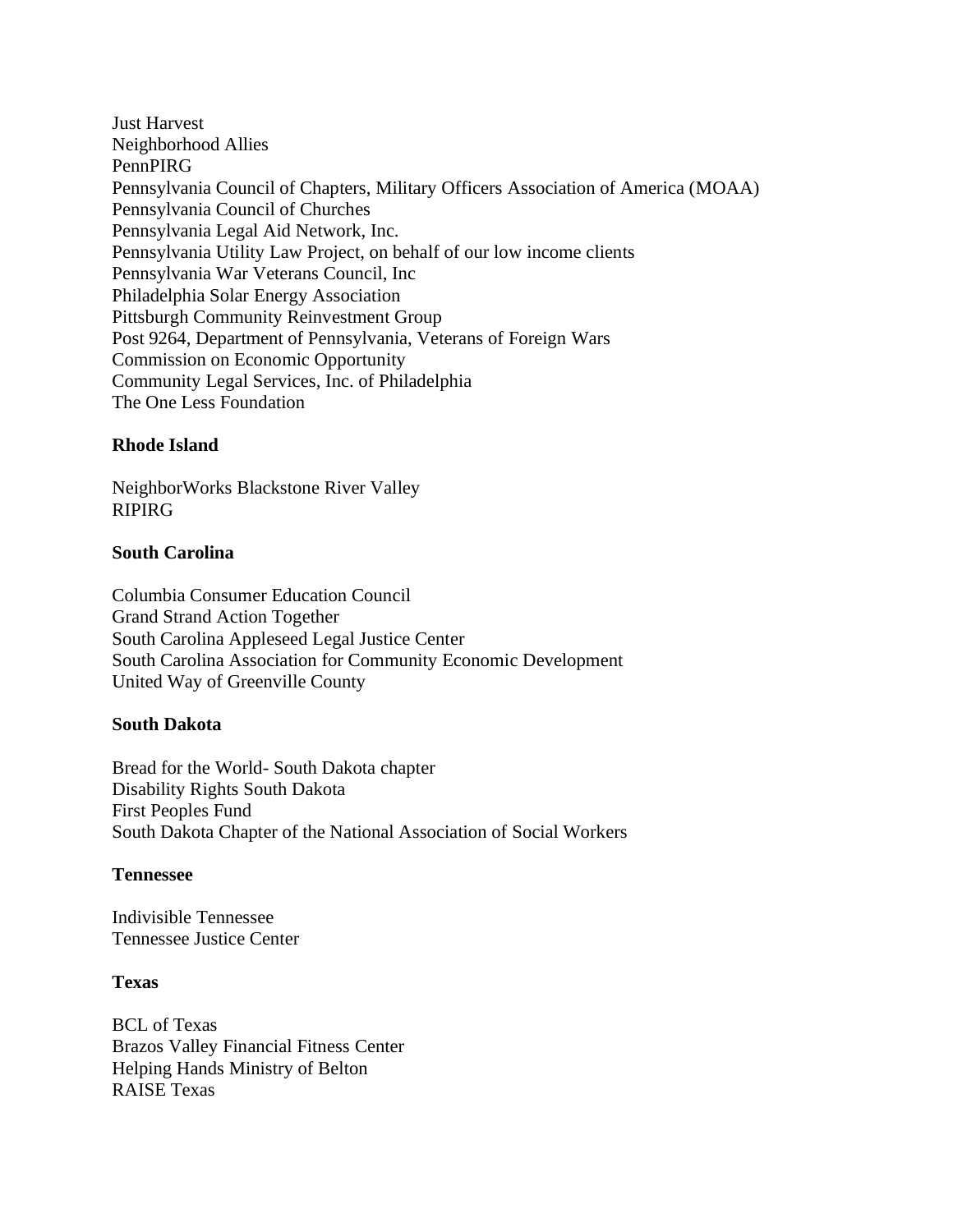Just Harvest
Neighborhood Allies
PennPIRG
Pennsylvania Council of Chapters, Military Officers Association of America (MOAA)
Pennsylvania Council of Churches
Pennsylvania Legal Aid Network, Inc.
Pennsylvania Utility Law Project, on behalf of our low income clients
Pennsylvania War Veterans Council, Inc
Philadelphia Solar Energy Association
Pittsburgh Community Reinvestment Group
Post 9264, Department of Pennsylvania, Veterans of Foreign Wars
Commission on Economic Opportunity
Community Legal Services, Inc. of Philadelphia
The One Less Foundation

**Rhode Island**

NeighborWorks Blackstone River Valley
RIPIRG

**South Carolina**

Columbia Consumer Education Council
Grand Strand Action Together
South Carolina Appleseed Legal Justice Center
South Carolina Association for Community Economic Development
United Way of Greenville County

**South Dakota**

Bread for the World- South Dakota chapter
Disability Rights South Dakota
First Peoples Fund
South Dakota Chapter of the National Association of Social Workers

**Tennessee**

Indivisible Tennessee
Tennessee Justice Center

**Texas**

BCL of Texas
Brazos Valley Financial Fitness Center
Helping Hands Ministry of Belton
RAISE Texas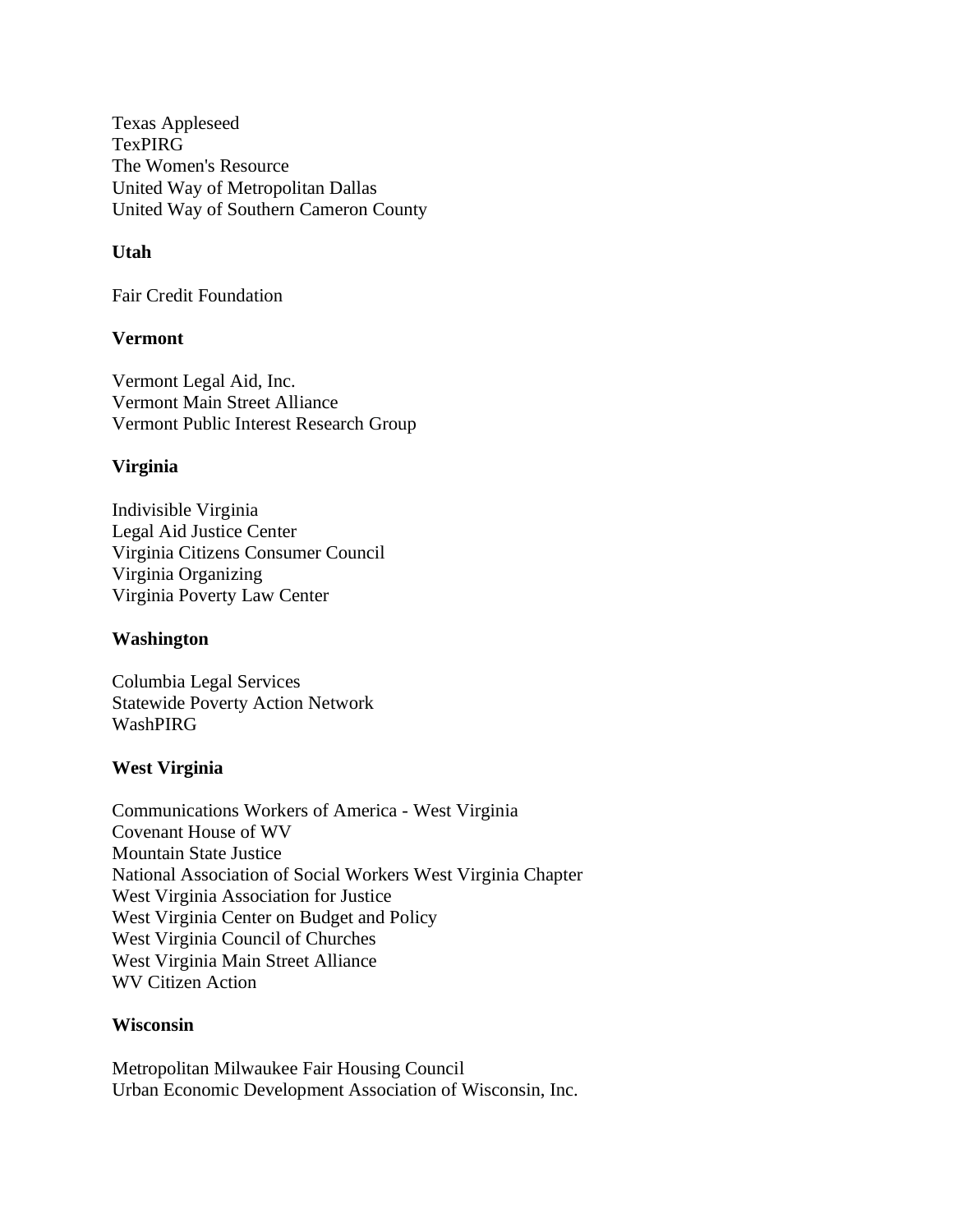Texas Appleseed
TexPIRG
The Women's Resource
United Way of Metropolitan Dallas
United Way of Southern Cameron County

**Utah**

Fair Credit Foundation

**Vermont**

Vermont Legal Aid, Inc.
Vermont Main Street Alliance
Vermont Public Interest Research Group

**Virginia**

Indivisible Virginia
Legal Aid Justice Center
Virginia Citizens Consumer Council
Virginia Organizing
Virginia Poverty Law Center

**Washington**

Columbia Legal Services
Statewide Poverty Action Network
WashPIRG

**West Virginia**

Communications Workers of America - West Virginia
Covenant House of WV
Mountain State Justice
National Association of Social Workers West Virginia Chapter
West Virginia Association for Justice
West Virginia Center on Budget and Policy
West Virginia Council of Churches
West Virginia Main Street Alliance
WV Citizen Action

**Wisconsin**

Metropolitan Milwaukee Fair Housing Council
Urban Economic Development Association of Wisconsin, Inc.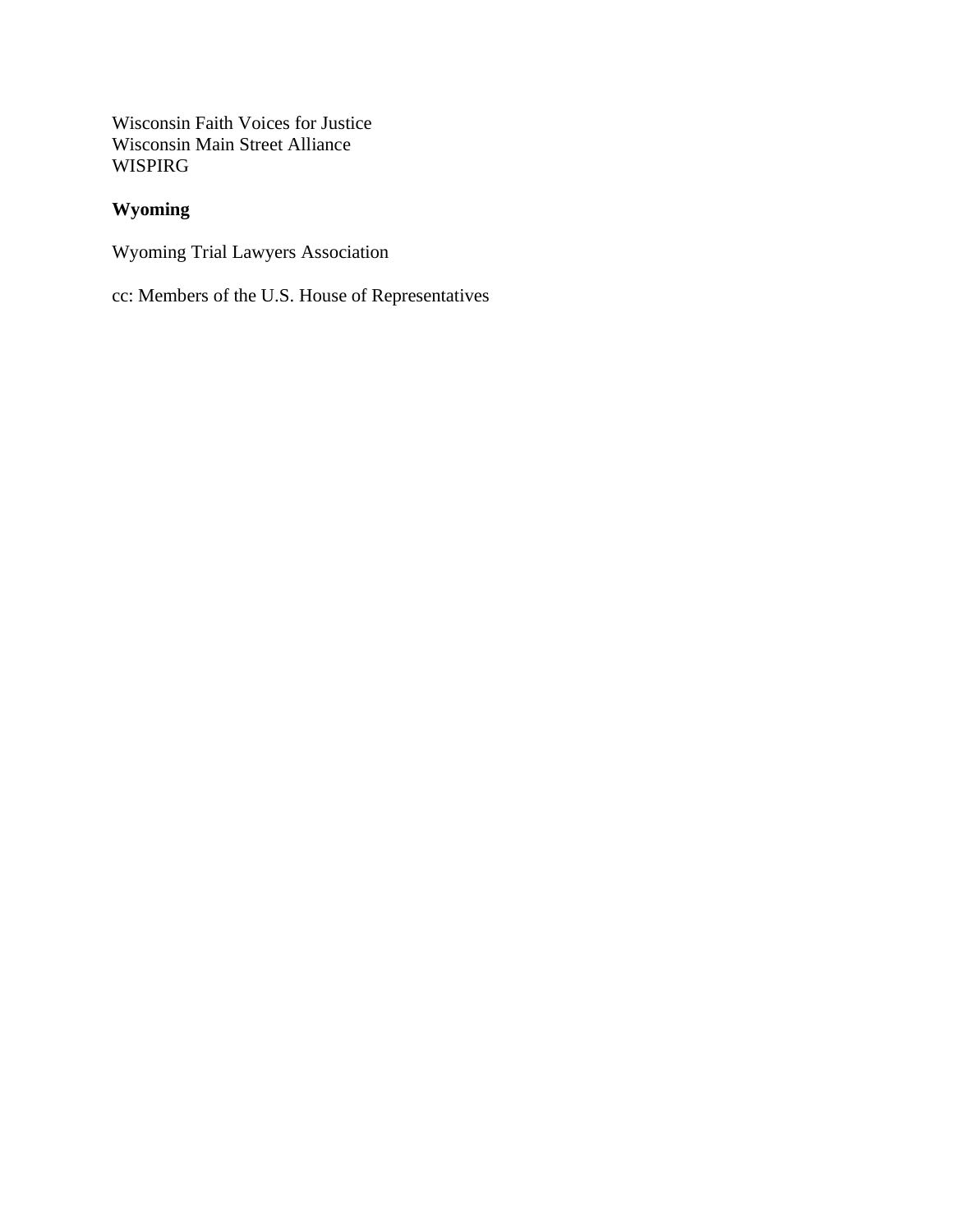Wisconsin Faith Voices for Justice
Wisconsin Main Street Alliance
WISPIRG

**Wyoming**

Wyoming Trial Lawyers Association

cc: Members of the U.S. House of Representatives